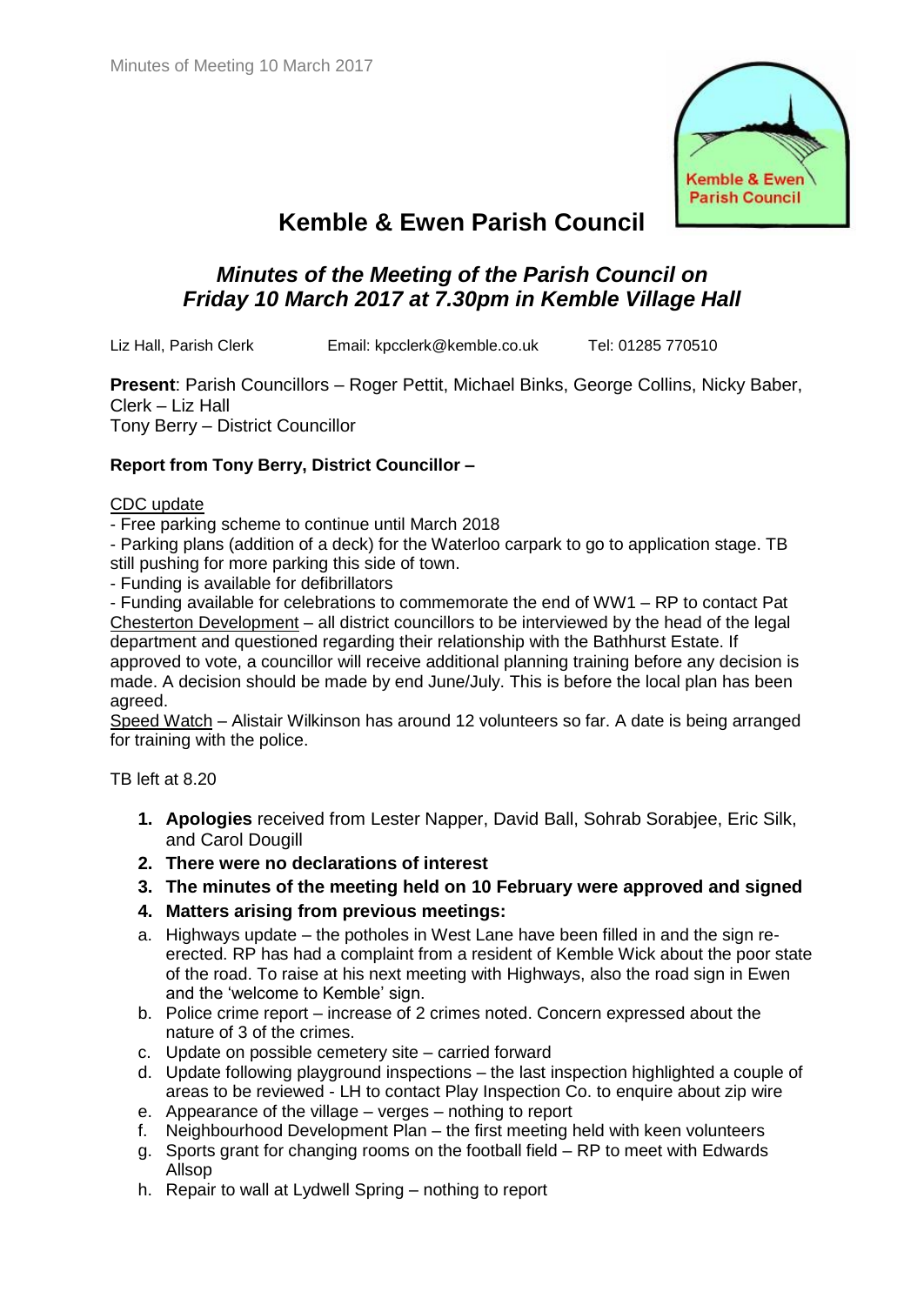# Kemble & Ewen Parish Council

## *Minutes of the Meeting of the Parish Council on Friday 10 March 2017 at 7.30pm in Kemble Village Hall*

Liz Hall, Parish Clerk Email: kpcclerk@kemble.co.uk Tel: 01285 770510

**Present**: Parish Councillors – Roger Pettit, Michael Binks, George Collins, Nicky Baber, Clerk – Liz Hall
Tony Berry – District Councillor

**Report from Tony Berry, District Councillor –**

CDC update

- Free parking scheme to continue until March 2018
- Parking plans (addition of a deck) for the Waterloo carpark to go to application stage. TB still pushing for more parking this side of town.
- Funding is available for defibrillators
- Funding available for celebrations to commemorate the end of WW1 – RP to contact Pat

Chesterton Development – all district councillors to be interviewed by the head of the legal department and questioned regarding their relationship with the Bathhurst Estate. If approved to vote, a councillor will receive additional planning training before any decision is made. A decision should be made by end June/July. This is before the local plan has been agreed.

Speed Watch – Alistair Wilkinson has around 12 volunteers so far. A date is being arranged for training with the police.

TB left at 8.20

1. **Apologies** received from Lester Napper, David Ball, Sohrab Sorabjee, Eric Silk, and Carol Dougill
2. **There were no declarations of interest**
3. **The minutes of the meeting held on 10 February were approved and signed**
4. **Matters arising from previous meetings:**

a. Highways update – the potholes in West Lane have been filled in and the sign re-erected. RP has had a complaint from a resident of Kemble Wick about the poor state of the road. To raise at his next meeting with Highways, also the road sign in Ewen and the 'welcome to Kemble' sign.
b. Police crime report – increase of 2 crimes noted. Concern expressed about the nature of 3 of the crimes.
c. Update on possible cemetery site – carried forward
d. Update following playground inspections – the last inspection highlighted a couple of areas to be reviewed - LH to contact Play Inspection Co. to enquire about zip wire
e. Appearance of the village – verges – nothing to report
f. Neighbourhood Development Plan – the first meeting held with keen volunteers
g. Sports grant for changing rooms on the football field – RP to meet with Edwards Allsop
h. Repair to wall at Lydwell Spring – nothing to report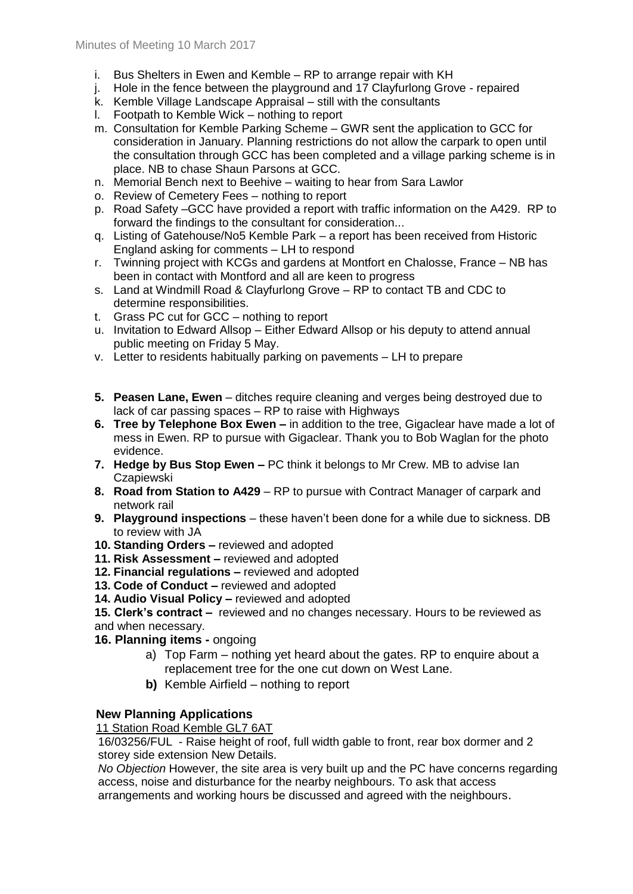i. Bus Shelters in Ewen and Kemble – RP to arrange repair with KH
j. Hole in the fence between the playground and 17 Clayfurlong Grove - repaired
k. Kemble Village Landscape Appraisal – still with the consultants
l. Footpath to Kemble Wick – nothing to report
m. Consultation for Kemble Parking Scheme – GWR sent the application to GCC for consideration in January. Planning restrictions do not allow the carpark to open until the consultation through GCC has been completed and a village parking scheme is in place. NB to chase Shaun Parsons at GCC.
n. Memorial Bench next to Beehive – waiting to hear from Sara Lawlor
o. Review of Cemetery Fees – nothing to report
p. Road Safety –GCC have provided a report with traffic information on the A429. RP to forward the findings to the consultant for consideration...
q. Listing of Gatehouse/No5 Kemble Park – a report has been received from Historic England asking for comments – LH to respond
r. Twinning project with KCGs and gardens at Montfort en Chalosse, France – NB has been in contact with Montford and all are keen to progress
s. Land at Windmill Road & Clayfurlong Grove – RP to contact TB and CDC to determine responsibilities.
t. Grass PC cut for GCC – nothing to report
u. Invitation to Edward Allsop – Either Edward Allsop or his deputy to attend annual public meeting on Friday 5 May.
v. Letter to residents habitually parking on pavements – LH to prepare

5. **Peasen Lane, Ewen** – ditches require cleaning and verges being destroyed due to lack of car passing spaces – RP to raise with Highways
6. **Tree by Telephone Box Ewen –** in addition to the tree, Gigaclear have made a lot of mess in Ewen. RP to pursue with Gigaclear. Thank you to Bob Waglan for the photo evidence.
7. **Hedge by Bus Stop Ewen –** PC think it belongs to Mr Crew. MB to advise Ian Czapiewski
8. **Road from Station to A429** – RP to pursue with Contract Manager of carpark and network rail
9. **Playground inspections** – these haven't been done for a while due to sickness. DB to review with JA
10. **Standing Orders –** reviewed and adopted
11. **Risk Assessment –** reviewed and adopted
12. **Financial regulations –** reviewed and adopted
13. **Code of Conduct –** reviewed and adopted
14. **Audio Visual Policy –** reviewed and adopted
15. **Clerk's contract –** reviewed and no changes necessary. Hours to be reviewed as and when necessary.
16. **Planning items -** ongoing
    a) Top Farm – nothing yet heard about the gates. RP to enquire about a replacement tree for the one cut down on West Lane.
    **b)** Kemble Airfield – nothing to report

### New Planning Applications

11 Station Road Kemble GL7 6AT

16/03256/FUL - Raise height of roof, full width gable to front, rear box dormer and 2 storey side extension New Details.

*No Objection* However, the site area is very built up and the PC have concerns regarding access, noise and disturbance for the nearby neighbours. To ask that access arrangements and working hours be discussed and agreed with the neighbours.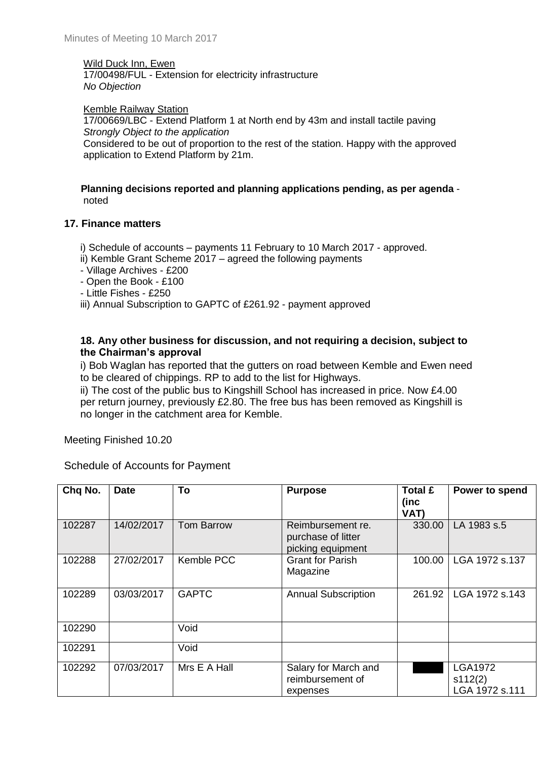Wild Duck Inn, Ewen
17/00498/FUL - Extension for electricity infrastructure
*No Objection*

Kemble Railway Station
17/00669/LBC - Extend Platform 1 at North end by 43m and install tactile paving
*Strongly Object to the application*
Considered to be out of proportion to the rest of the station. Happy with the approved application to Extend Platform by 21m.

**Planning decisions reported and planning applications pending, as per agenda** - noted

## 17. Finance matters

i) Schedule of accounts – payments 11 February to 10 March 2017 - approved.
ii) Kemble Grant Scheme 2017 – agreed the following payments
- Village Archives - £200
- Open the Book - £100
- Little Fishes - £250

iii) Annual Subscription to GAPTC of £261.92 - payment approved

## 18. Any other business for discussion, and not requiring a decision, subject to the Chairman's approval

i) Bob Waglan has reported that the gutters on road between Kemble and Ewen need to be cleared of chippings. RP to add to the list for Highways.
ii) The cost of the public bus to Kingshill School has increased in price. Now £4.00 per return journey, previously £2.80. The free bus has been removed as Kingshill is no longer in the catchment area for Kemble.

Meeting Finished 10.20

Schedule of Accounts for Payment

| Chq No. | Date | To | Purpose | Total £ (inc VAT) | Power to spend |
|---|---|---|---|---|---|
| 102287 | 14/02/2017 | Tom Barrow | Reimbursement re. purchase of litter picking equipment | 330.00 | LA 1983 s.5 |
| 102288 | 27/02/2017 | Kemble PCC | Grant for Parish Magazine | 100.00 | LGA 1972 s.137 |
| 102289 | 03/03/2017 | GAPTC | Annual Subscription | 261.92 | LGA 1972 s.143 |
| 102290 | | Void | | | |
| 102291 | | Void | | | |
| 102292 | 07/03/2017 | Mrs E A Hall | Salary for March and reimbursement of expenses | | LGA1972 s112(2) LGA 1972 s.111 |